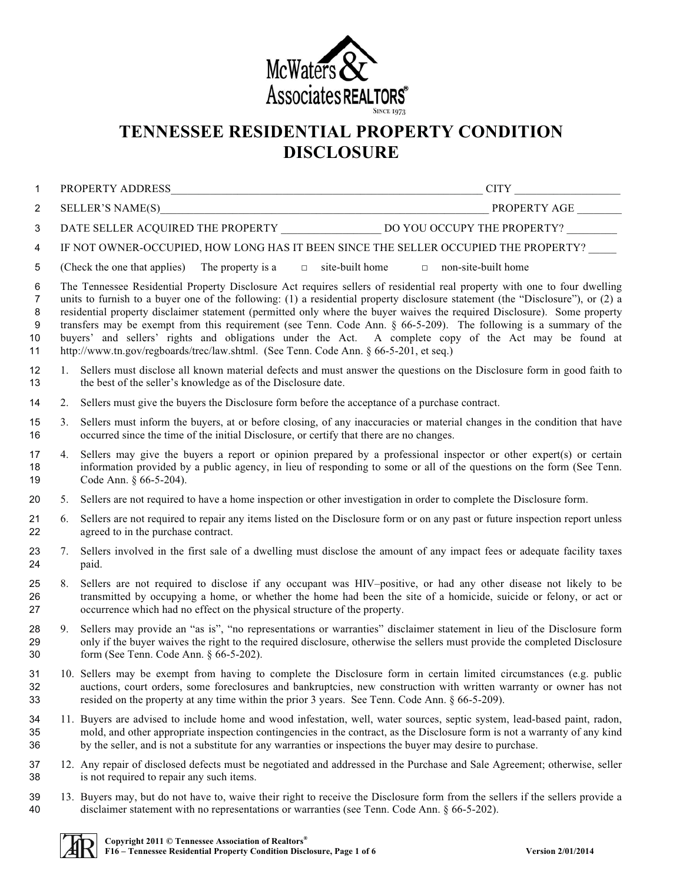McWaters & Associates REALTORS® Since 1973

# TENNESSEE RESIDENTIAL PROPERTY CONDITION DISCLOSURE

PROPERTY ADDRESS_______________________________________________________ CITY __________________

SELLER'S NAME(S)__________________________________________________________ PROPERTY AGE ________

DATE SELLER ACQUIRED THE PROPERTY _________________ DO YOU OCCUPY THE PROPERTY? _________

IF NOT OWNER-OCCUPIED, HOW LONG HAS IT BEEN SINCE THE SELLER OCCUPIED THE PROPERTY? _____

(Check the one that applies) The property is a □ site-built home □ non-site-built home

The Tennessee Residential Property Disclosure Act requires sellers of residential real property with one to four dwelling units to furnish to a buyer one of the following: (1) a residential property disclosure statement (the "Disclosure"), or (2) a residential property disclaimer statement (permitted only where the buyer waives the required Disclosure). Some property transfers may be exempt from this requirement (see Tenn. Code Ann. § 66-5-209). The following is a summary of the buyers' and sellers' rights and obligations under the Act. A complete copy of the Act may be found at http://www.tn.gov/regboards/trec/law.shtml. (See Tenn. Code Ann. § 66-5-201, et seq.)

1. Sellers must disclose all known material defects and must answer the questions on the Disclosure form in good faith to the best of the seller's knowledge as of the Disclosure date.
2. Sellers must give the buyers the Disclosure form before the acceptance of a purchase contract.
3. Sellers must inform the buyers, at or before closing, of any inaccuracies or material changes in the condition that have occurred since the time of the initial Disclosure, or certify that there are no changes.
4. Sellers may give the buyers a report or opinion prepared by a professional inspector or other expert(s) or certain information provided by a public agency, in lieu of responding to some or all of the questions on the form (See Tenn. Code Ann. § 66-5-204).
5. Sellers are not required to have a home inspection or other investigation in order to complete the Disclosure form.
6. Sellers are not required to repair any items listed on the Disclosure form or on any past or future inspection report unless agreed to in the purchase contract.
7. Sellers involved in the first sale of a dwelling must disclose the amount of any impact fees or adequate facility taxes paid.
8. Sellers are not required to disclose if any occupant was HIV–positive, or had any other disease not likely to be transmitted by occupying a home, or whether the home had been the site of a homicide, suicide or felony, or act or occurrence which had no effect on the physical structure of the property.
9. Sellers may provide an "as is", "no representations or warranties" disclaimer statement in lieu of the Disclosure form only if the buyer waives the right to the required disclosure, otherwise the sellers must provide the completed Disclosure form (See Tenn. Code Ann. § 66-5-202).
10. Sellers may be exempt from having to complete the Disclosure form in certain limited circumstances (e.g. public auctions, court orders, some foreclosures and bankruptcies, new construction with written warranty or owner has not resided on the property at any time within the prior 3 years. See Tenn. Code Ann. § 66-5-209).
11. Buyers are advised to include home and wood infestation, well, water sources, septic system, lead-based paint, radon, mold, and other appropriate inspection contingencies in the contract, as the Disclosure form is not a warranty of any kind by the seller, and is not a substitute for any warranties or inspections the buyer may desire to purchase.
12. Any repair of disclosed defects must be negotiated and addressed in the Purchase and Sale Agreement; otherwise, seller is not required to repair any such items.
13. Buyers may, but do not have to, waive their right to receive the Disclosure form from the sellers if the sellers provide a disclaimer statement with no representations or warranties (see Tenn. Code Ann. § 66-5-202).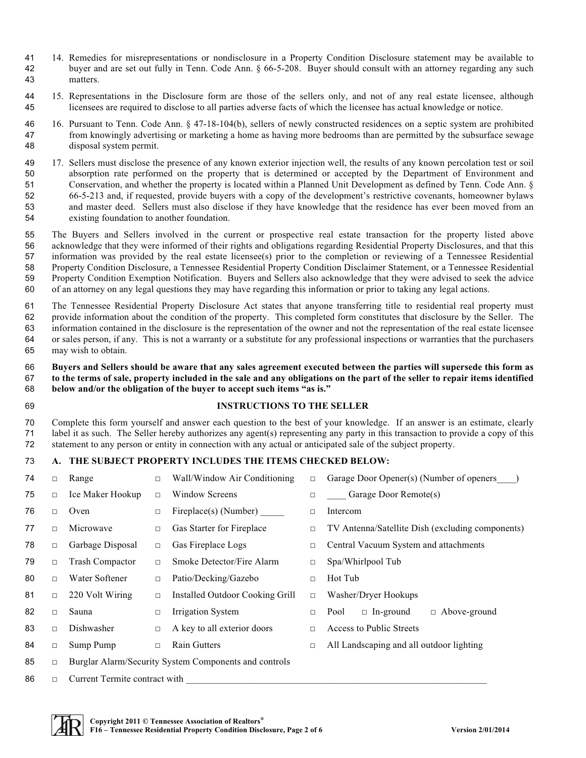14. Remedies for misrepresentations or nondisclosure in a Property Condition Disclosure statement may be available to buyer and are set out fully in Tenn. Code Ann. § 66-5-208. Buyer should consult with an attorney regarding any such matters.

15. Representations in the Disclosure form are those of the sellers only, and not of any real estate licensee, although licensees are required to disclose to all parties adverse facts of which the licensee has actual knowledge or notice.

16. Pursuant to Tenn. Code Ann. § 47-18-104(b), sellers of newly constructed residences on a septic system are prohibited from knowingly advertising or marketing a home as having more bedrooms than are permitted by the subsurface sewage disposal system permit.

17. Sellers must disclose the presence of any known exterior injection well, the results of any known percolation test or soil absorption rate performed on the property that is determined or accepted by the Department of Environment and Conservation, and whether the property is located within a Planned Unit Development as defined by Tenn. Code Ann. § 66-5-213 and, if requested, provide buyers with a copy of the development's restrictive covenants, homeowner bylaws and master deed. Sellers must also disclose if they have knowledge that the residence has ever been moved from an existing foundation to another foundation.

The Buyers and Sellers involved in the current or prospective real estate transaction for the property listed above acknowledge that they were informed of their rights and obligations regarding Residential Property Disclosures, and that this information was provided by the real estate licensee(s) prior to the completion or reviewing of a Tennessee Residential Property Condition Disclosure, a Tennessee Residential Property Condition Disclaimer Statement, or a Tennessee Residential Property Condition Exemption Notification. Buyers and Sellers also acknowledge that they were advised to seek the advice of an attorney on any legal questions they may have regarding this information or prior to taking any legal actions.

The Tennessee Residential Property Disclosure Act states that anyone transferring title to residential real property must provide information about the condition of the property. This completed form constitutes that disclosure by the Seller. The information contained in the disclosure is the representation of the owner and not the representation of the real estate licensee or sales person, if any. This is not a warranty or a substitute for any professional inspections or warranties that the purchasers may wish to obtain.

**Buyers and Sellers should be aware that any sales agreement executed between the parties will supersede this form as to the terms of sale, property included in the sale and any obligations on the part of the seller to repair items identified below and/or the obligation of the buyer to accept such items "as is."**

## INSTRUCTIONS TO THE SELLER

Complete this form yourself and answer each question to the best of your knowledge. If an answer is an estimate, clearly label it as such. The Seller hereby authorizes any agent(s) representing any party in this transaction to provide a copy of this statement to any person or entity in connection with any actual or anticipated sale of the subject property.

## A. THE SUBJECT PROPERTY INCLUDES THE ITEMS CHECKED BELOW:

| | | |
|---|---|---|
| □ Range | □ Wall/Window Air Conditioning | □ Garage Door Opener(s) (Number of openers____) |
| □ Ice Maker Hookup | □ Window Screens | □ ____ Garage Door Remote(s) |
| □ Oven | □ Fireplace(s) (Number) _____ | □ Intercom |
| □ Microwave | □ Gas Starter for Fireplace | □ TV Antenna/Satellite Dish (excluding components) |
| □ Garbage Disposal | □ Gas Fireplace Logs | □ Central Vacuum System and attachments |
| □ Trash Compactor | □ Smoke Detector/Fire Alarm | □ Spa/Whirlpool Tub |
| □ Water Softener | □ Patio/Decking/Gazebo | □ Hot Tub |
| □ 220 Volt Wiring | □ Installed Outdoor Cooking Grill | □ Washer/Dryer Hookups |
| □ Sauna | □ Irrigation System | □ Pool □ In-ground □ Above-ground |
| □ Dishwasher | □ A key to all exterior doors | □ Access to Public Streets |
| □ Sump Pump | □ Rain Gutters | □ All Landscaping and all outdoor lighting |

□ Burglar Alarm/Security System Components and controls

□ Current Termite contract with ________________________________________________________________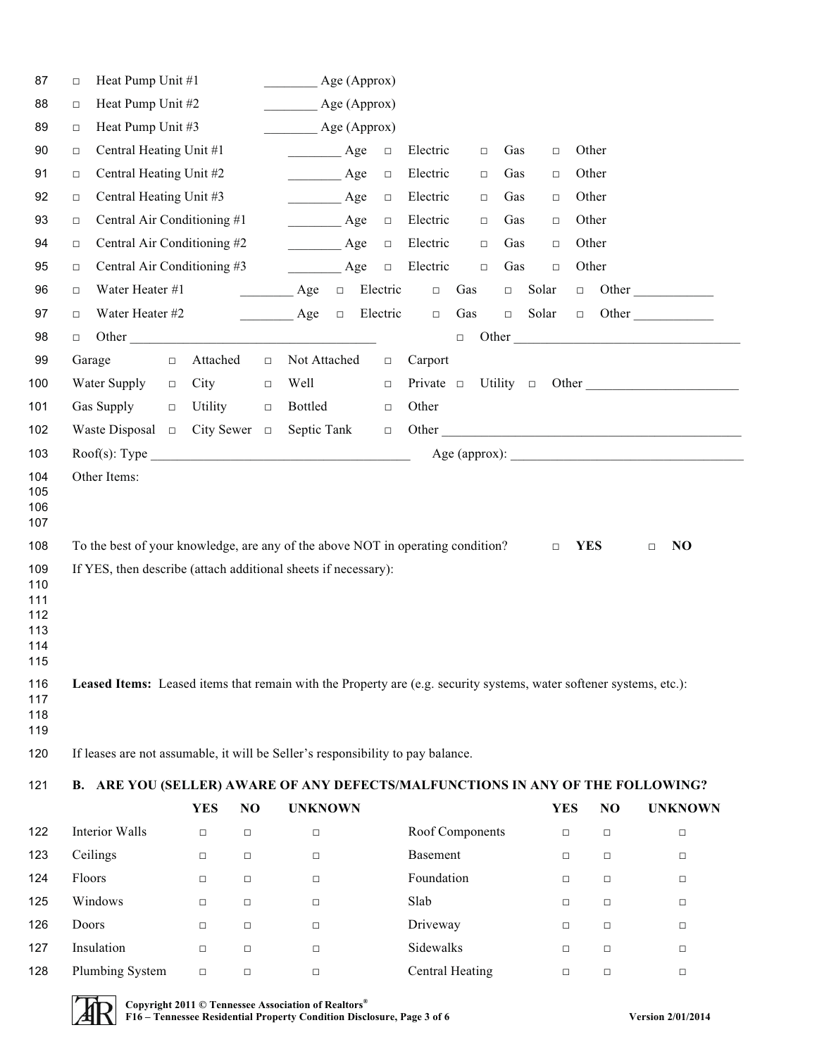87 □ Heat Pump Unit #1 ________ Age (Approx)

88 □ Heat Pump Unit #2 ________ Age (Approx)

89 □ Heat Pump Unit #3 ________ Age (Approx)

90 □ Central Heating Unit #1 ________ Age □ Electric □ Gas □ Other

91 □ Central Heating Unit #2 ________ Age □ Electric □ Gas □ Other

92 □ Central Heating Unit #3 ________ Age □ Electric □ Gas □ Other

93 □ Central Air Conditioning #1 ________ Age □ Electric □ Gas □ Other

94 □ Central Air Conditioning #2 ________ Age □ Electric □ Gas □ Other

95 □ Central Air Conditioning #3 ________ Age □ Electric □ Gas □ Other

96 □ Water Heater #1 ________ Age □ Electric □ Gas □ Solar □ Other ____________

97 □ Water Heater #2 ________ Age □ Electric □ Gas □ Solar □ Other ____________

98 □ Other ______________________________________ □ Other __________________________________

99 Garage □ Attached □ Not Attached □ Carport

100 Water Supply □ City □ Well □ Private □ Utility □ Other ______________________

101 Gas Supply □ Utility □ Bottled □ Other

102 Waste Disposal □ City Sewer □ Septic Tank □ Other ______________________________________________

103 Roof(s): Type ______________________________________ Age (approx): ___________________________________

104 Other Items:
105
106
107

108 To the best of your knowledge, are any of the above NOT in operating condition? □ **YES** □ **NO**

109 If YES, then describe (attach additional sheets if necessary):
110
111
112
113
114
115

116 **Leased Items:** Leased items that remain with the Property are (e.g. security systems, water softener systems, etc.):
117
118
119

120 If leases are not assumable, it will be Seller's responsibility to pay balance.

121 **B. ARE YOU (SELLER) AWARE OF ANY DEFECTS/MALFUNCTIONS IN ANY OF THE FOLLOWING?**

| | | YES | NO | UNKNOWN | | YES | NO | UNKNOWN |
|---|---|---|---|---|---|---|---|---|
| 122 | Interior Walls | □ | □ | □ | Roof Components | □ | □ | □ |
| 123 | Ceilings | □ | □ | □ | Basement | □ | □ | □ |
| 124 | Floors | □ | □ | □ | Foundation | □ | □ | □ |
| 125 | Windows | □ | □ | □ | Slab | □ | □ | □ |
| 126 | Doors | □ | □ | □ | Driveway | □ | □ | □ |
| 127 | Insulation | □ | □ | □ | Sidewalks | □ | □ | □ |
| 128 | Plumbing System | □ | □ | □ | Central Heating | □ | □ | □ |

**Copyright 2011 © Tennessee Association of Realtors®**
**F16 – Tennessee Residential Property Condition Disclosure, Page 3 of 6** **Version 2/01/2014**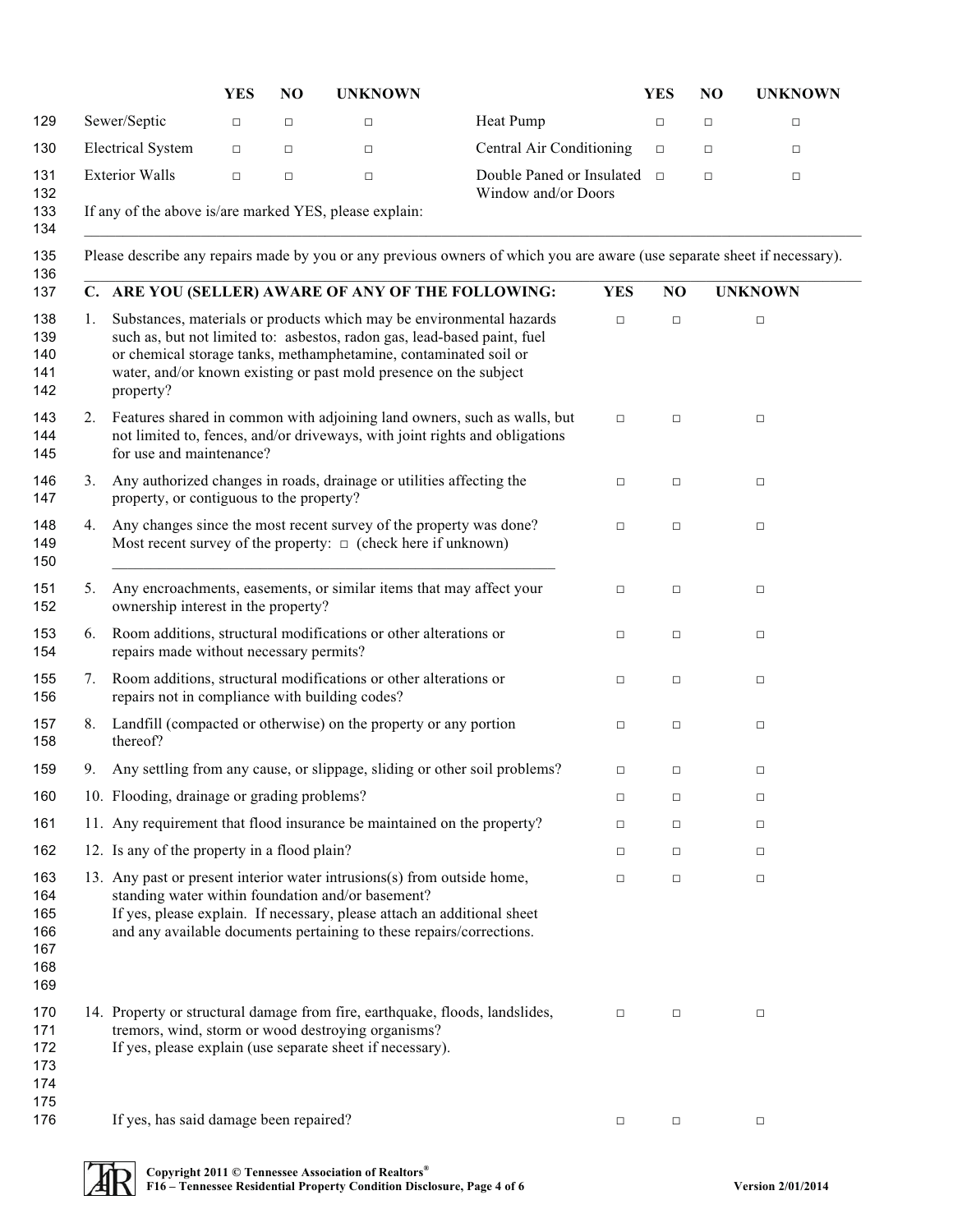| | YES | NO | UNKNOWN | | YES | NO | UNKNOWN |
|---|---|---|---|---|---|---|---|
| Sewer/Septic | □ | □ | □ | Heat Pump | □ | □ | □ |
| Electrical System | □ | □ | □ | Central Air Conditioning | □ | □ | □ |
| Exterior Walls | □ | □ | □ | Double Paned or Insulated Window and/or Doors | □ | □ | □ |

If any of the above is/are marked YES, please explain:

______________________________________________________________________________________________

Please describe any repairs made by you or any previous owners of which you are aware (use separate sheet if necessary).

______________________________________________________________________________________________

| C. ARE YOU (SELLER) AWARE OF ANY OF THE FOLLOWING: | YES | NO | UNKNOWN |
|---|---|---|---|
| 1. Substances, materials or products which may be environmental hazards such as, but not limited to: asbestos, radon gas, lead-based paint, fuel or chemical storage tanks, methamphetamine, contaminated soil or water, and/or known existing or past mold presence on the subject property? | □ | □ | □ |
| 2. Features shared in common with adjoining land owners, such as walls, but not limited to, fences, and/or driveways, with joint rights and obligations for use and maintenance? | □ | □ | □ |
| 3. Any authorized changes in roads, drainage or utilities affecting the property, or contiguous to the property? | □ | □ | □ |
| 4. Any changes since the most recent survey of the property was done? Most recent survey of the property: □ (check here if unknown) ____________________________________________ | □ | □ | □ |
| 5. Any encroachments, easements, or similar items that may affect your ownership interest in the property? | □ | □ | □ |
| 6. Room additions, structural modifications or other alterations or repairs made without necessary permits? | □ | □ | □ |
| 7. Room additions, structural modifications or other alterations or repairs not in compliance with building codes? | □ | □ | □ |
| 8. Landfill (compacted or otherwise) on the property or any portion thereof? | □ | □ | □ |
| 9. Any settling from any cause, or slippage, sliding or other soil problems? | □ | □ | □ |
| 10. Flooding, drainage or grading problems? | □ | □ | □ |
| 11. Any requirement that flood insurance be maintained on the property? | □ | □ | □ |
| 12. Is any of the property in a flood plain? | □ | □ | □ |
| 13. Any past or present interior water intrusions(s) from outside home, standing water within foundation and/or basement? If yes, please explain. If necessary, please attach an additional sheet and any available documents pertaining to these repairs/corrections. | □ | □ | □ |
| 14. Property or structural damage from fire, earthquake, floods, landslides, tremors, wind, storm or wood destroying organisms? If yes, please explain (use separate sheet if necessary). | □ | □ | □ |
| If yes, has said damage been repaired? | □ | □ | □ |

**Copyright 2011 © Tennessee Association of Realtors®**
**F16 – Tennessee Residential Property Condition Disclosure** | **Version 2/01/2014**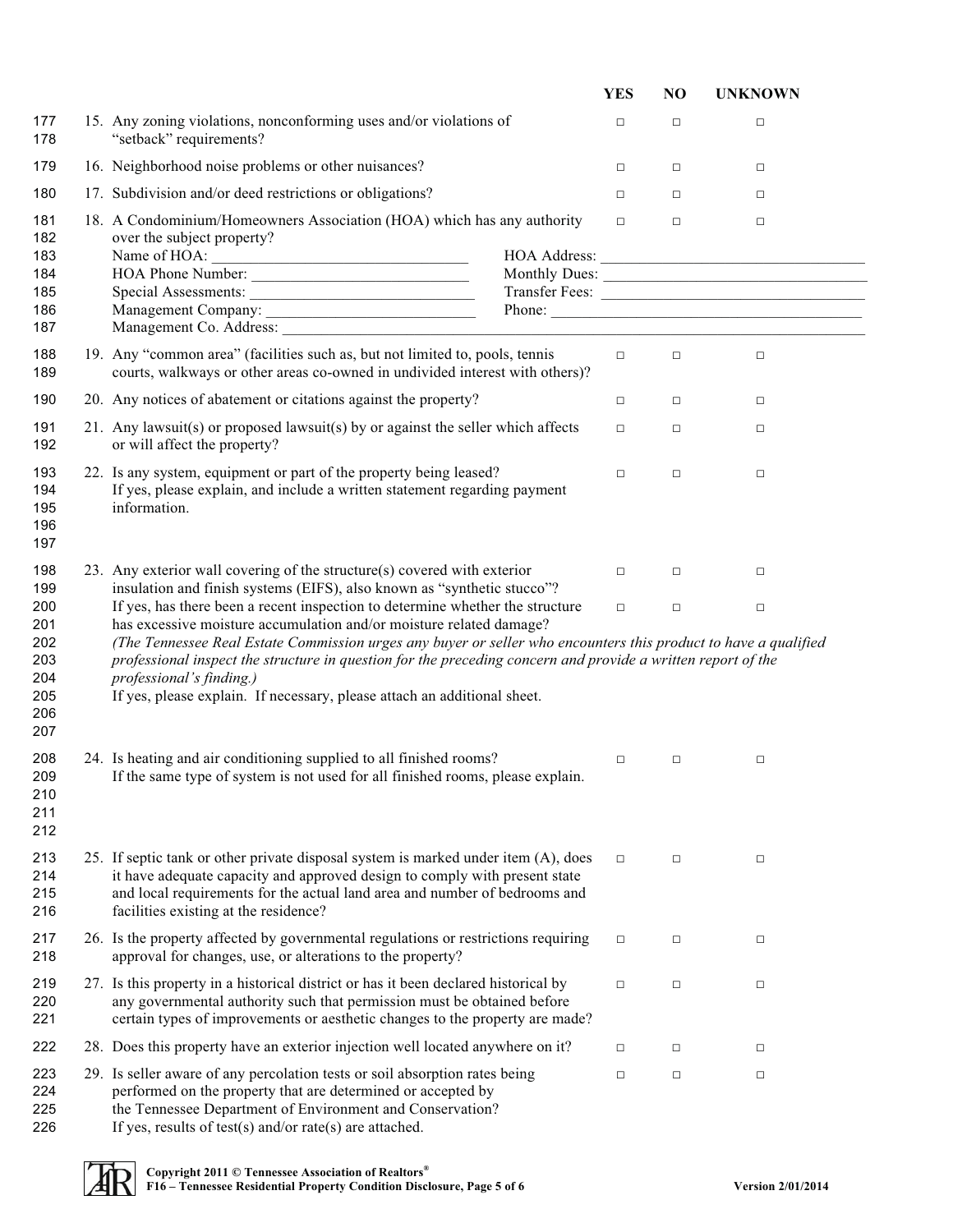| | | YES | NO | UNKNOWN |
|---|---|---|---|---|
| 177<br>178 | 15. Any zoning violations, nonconforming uses and/or violations of "setback" requirements? | □ | □ | □ |
| 179 | 16. Neighborhood noise problems or other nuisances? | □ | □ | □ |
| 180 | 17. Subdivision and/or deed restrictions or obligations? | □ | □ | □ |
| 181<br>182 | 18. A Condominium/Homeowners Association (HOA) which has any authority over the subject property? | □ | □ | □ |

183 Name of HOA: ________________________________ HOA Address: ________________________________

184 HOA Phone Number: ____________________________ Monthly Dues: ________________________________

185 Special Assessments: ____________________________ Transfer Fees: ________________________________

186 Management Company: ___________________________ Phone: ________________________________

187 Management Co. Address: ________________________________________________________________

| | | YES | NO | UNKNOWN |
|---|---|---|---|---|
| 188<br>189 | 19. Any "common area" (facilities such as, but not limited to, pools, tennis courts, walkways or other areas co-owned in undivided interest with others)? | □ | □ | □ |
| 190 | 20. Any notices of abatement or citations against the property? | □ | □ | □ |
| 191<br>192 | 21. Any lawsuit(s) or proposed lawsuit(s) by or against the seller which affects or will affect the property? | □ | □ | □ |
| 193<br>194<br>195 | 22. Is any system, equipment or part of the property being leased? If yes, please explain, and include a written statement regarding payment information. | □ | □ | □ |
| 198<br>199 | 23. Any exterior wall covering of the structure(s) covered with exterior insulation and finish systems (EIFS), also known as "synthetic stucco"? | □ | □ | □ |
| 200<br>201 | If yes, has there been a recent inspection to determine whether the structure has excessive moisture accumulation and/or moisture related damage? | □ | □ | □ |

202–204 *(The Tennessee Real Estate Commission urges any buyer or seller who encounters this product to have a qualified professional inspect the structure in question for the preceding concern and provide a written report of the professional's finding.)*

205 If yes, please explain. If necessary, please attach an additional sheet.

| | | YES | NO | UNKNOWN |
|---|---|---|---|---|
| 208<br>209 | 24. Is heating and air conditioning supplied to all finished rooms? If the same type of system is not used for all finished rooms, please explain. | □ | □ | □ |
| 213<br>214<br>215<br>216 | 25. If septic tank or other private disposal system is marked under item (A), does it have adequate capacity and approved design to comply with present state and local requirements for the actual land area and number of bedrooms and facilities existing at the residence? | □ | □ | □ |
| 217<br>218 | 26. Is the property affected by governmental regulations or restrictions requiring approval for changes, use, or alterations to the property? | □ | □ | □ |
| 219<br>220<br>221 | 27. Is this property in a historical district or has it been declared historical by any governmental authority such that permission must be obtained before certain types of improvements or aesthetic changes to the property are made? | □ | □ | □ |
| 222 | 28. Does this property have an exterior injection well located anywhere on it? | □ | □ | □ |
| 223<br>224<br>225<br>226 | 29. Is seller aware of any percolation tests or soil absorption rates being performed on the property that are determined or accepted by the Tennessee Department of Environment and Conservation? If yes, results of test(s) and/or rate(s) are attached. | □ | □ | □ |

Copyright 2011 © Tennessee Association of Realtors®
F16 – Tennessee Residential Property Condition Disclosure, Page 5 of 6 Version 2/01/2014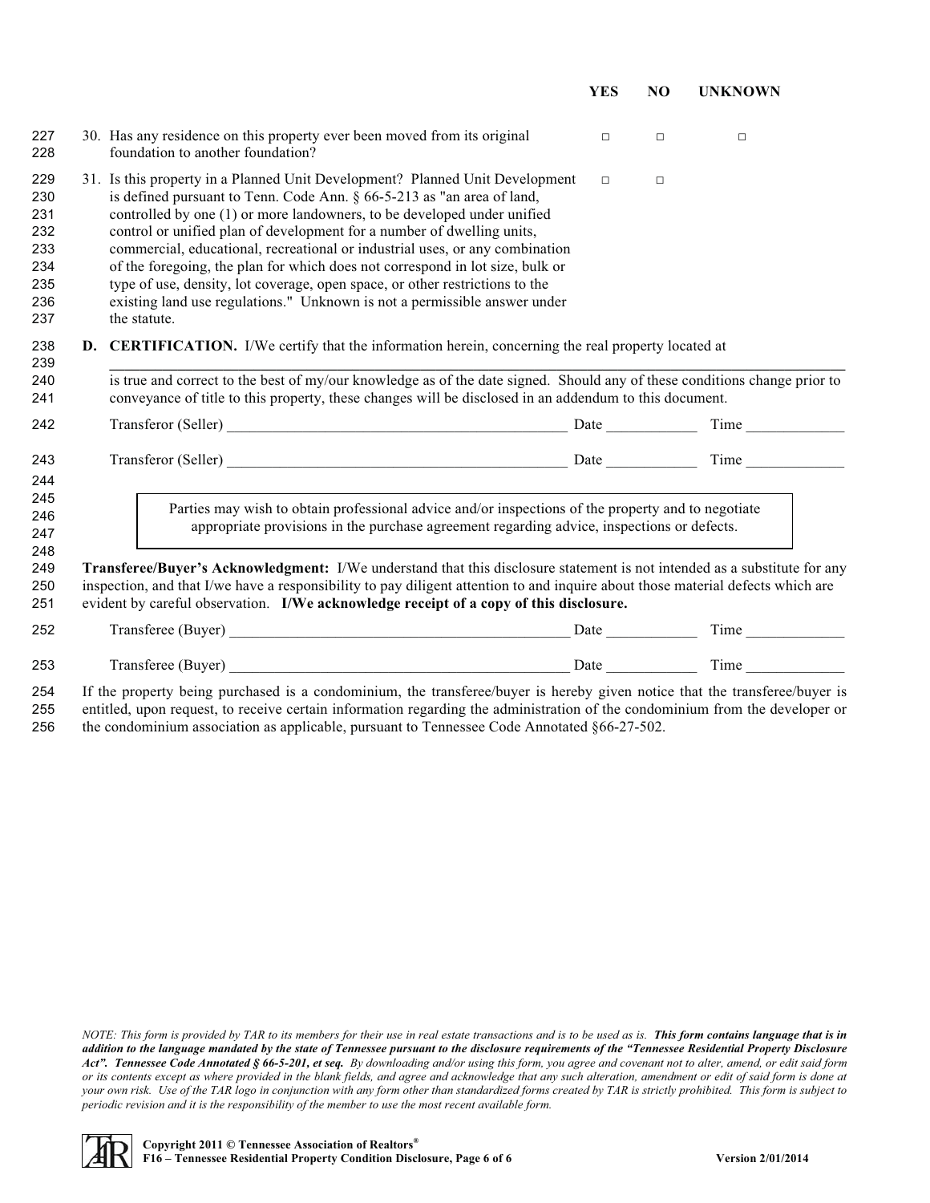| | YES | NO | UNKNOWN |
|---|---|---|---|
| 30. Has any residence on this property ever been moved from its original foundation to another foundation? | □ | □ | □ |
| 31. Is this property in a Planned Unit Development? Planned Unit Development is defined pursuant to Tenn. Code Ann. § 66-5-213 as "an area of land, controlled by one (1) or more landowners, to be developed under unified control or unified plan of development for a number of dwelling units, commercial, educational, recreational or industrial uses, or any combination of the foregoing, the plan for which does not correspond in lot size, bulk or type of use, density, lot coverage, open space, or other restrictions to the existing land use regulations." Unknown is not a permissible answer under the statute. | □ | □ | |

**D. CERTIFICATION.** I/We certify that the information herein, concerning the real property located at

______________________________________________________________________________________________

is true and correct to the best of my/our knowledge as of the date signed. Should any of these conditions change prior to conveyance of title to this property, these changes will be disclosed in an addendum to this document.

Transferor (Seller) _____________________________________________ Date ____________ Time _____________

Transferor (Seller) _____________________________________________ Date ____________ Time _____________

> Parties may wish to obtain professional advice and/or inspections of the property and to negotiate appropriate provisions in the purchase agreement regarding advice, inspections or defects.

**Transferee/Buyer's Acknowledgment:** I/We understand that this disclosure statement is not intended as a substitute for any inspection, and that I/we have a responsibility to pay diligent attention to and inquire about those material defects which are evident by careful observation. **I/We acknowledge receipt of a copy of this disclosure.**

Transferee (Buyer) _____________________________________________ Date ____________ Time _____________

Transferee (Buyer) _____________________________________________ Date ____________ Time _____________

If the property being purchased is a condominium, the transferee/buyer is hereby given notice that the transferee/buyer is entitled, upon request, to receive certain information regarding the administration of the condominium from the developer or the condominium association as applicable, pursuant to Tennessee Code Annotated §66-27-502.

*NOTE: This form is provided by TAR to its members for their use in real estate transactions and is to be used as is.* ***This form contains language that is in addition to the language mandated by the state of Tennessee pursuant to the disclosure requirements of the "Tennessee Residential Property Disclosure Act". Tennessee Code Annotated § 66-5-201, et seq.*** *By downloading and/or using this form, you agree and covenant not to alter, amend, or edit said form or its contents except as where provided in the blank fields, and agree and acknowledge that any such alteration, amendment or edit of said form is done at your own risk. Use of the TAR logo in conjunction with any form other than standardized forms created by TAR is strictly prohibited. This form is subject to periodic revision and it is the responsibility of the member to use the most recent available form.*

**Copyright 2011 © Tennessee Association of Realtors®**
**F16 – Tennessee Residential Property Condition Disclosure, Page 6 of 6** **Version 2/01/2014**